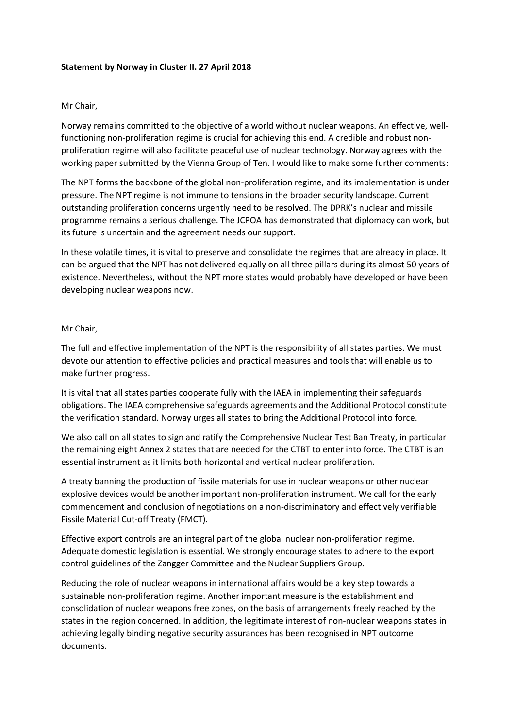**Statement by Norway in Cluster II. 27 April 2018**

Mr Chair,

Norway remains committed to the objective of a world without nuclear weapons. An effective, well-functioning non-proliferation regime is crucial for achieving this end. A credible and robust non-proliferation regime will also facilitate peaceful use of nuclear technology. Norway agrees with the working paper submitted by the Vienna Group of Ten. I would like to make some further comments:

The NPT forms the backbone of the global non-proliferation regime, and its implementation is under pressure. The NPT regime is not immune to tensions in the broader security landscape. Current outstanding proliferation concerns urgently need to be resolved. The DPRK's nuclear and missile programme remains a serious challenge. The JCPOA has demonstrated that diplomacy can work, but its future is uncertain and the agreement needs our support.

In these volatile times, it is vital to preserve and consolidate the regimes that are already in place. It can be argued that the NPT has not delivered equally on all three pillars during its almost 50 years of existence. Nevertheless, without the NPT more states would probably have developed or have been developing nuclear weapons now.

Mr Chair,

The full and effective implementation of the NPT is the responsibility of all states parties. We must devote our attention to effective policies and practical measures and tools that will enable us to make further progress.

It is vital that all states parties cooperate fully with the IAEA in implementing their safeguards obligations. The IAEA comprehensive safeguards agreements and the Additional Protocol constitute the verification standard. Norway urges all states to bring the Additional Protocol into force.

We also call on all states to sign and ratify the Comprehensive Nuclear Test Ban Treaty, in particular the remaining eight Annex 2 states that are needed for the CTBT to enter into force. The CTBT is an essential instrument as it limits both horizontal and vertical nuclear proliferation.

A treaty banning the production of fissile materials for use in nuclear weapons or other nuclear explosive devices would be another important non-proliferation instrument. We call for the early commencement and conclusion of negotiations on a non-discriminatory and effectively verifiable Fissile Material Cut-off Treaty (FMCT).

Effective export controls are an integral part of the global nuclear non-proliferation regime. Adequate domestic legislation is essential. We strongly encourage states to adhere to the export control guidelines of the Zangger Committee and the Nuclear Suppliers Group.

Reducing the role of nuclear weapons in international affairs would be a key step towards a sustainable non-proliferation regime. Another important measure is the establishment and consolidation of nuclear weapons free zones, on the basis of arrangements freely reached by the states in the region concerned. In addition, the legitimate interest of non-nuclear weapons states in achieving legally binding negative security assurances has been recognised in NPT outcome documents.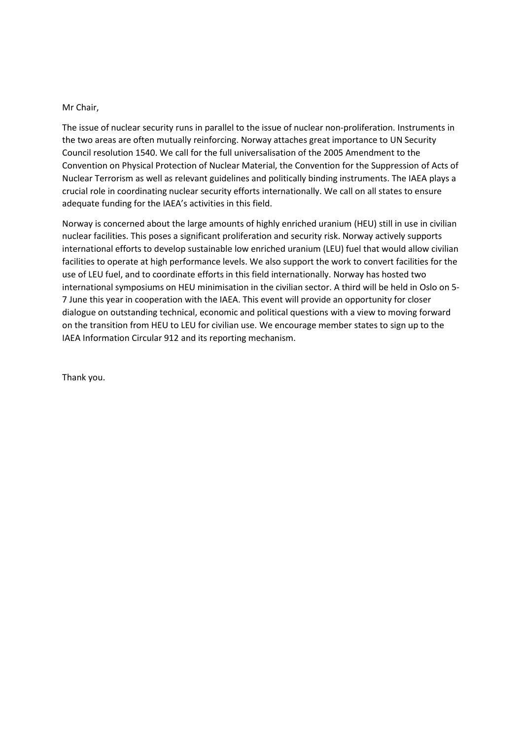Mr Chair,

The issue of nuclear security runs in parallel to the issue of nuclear non-proliferation. Instruments in the two areas are often mutually reinforcing. Norway attaches great importance to UN Security Council resolution 1540. We call for the full universalisation of the 2005 Amendment to the Convention on Physical Protection of Nuclear Material, the Convention for the Suppression of Acts of Nuclear Terrorism as well as relevant guidelines and politically binding instruments. The IAEA plays a crucial role in coordinating nuclear security efforts internationally. We call on all states to ensure adequate funding for the IAEA's activities in this field.

Norway is concerned about the large amounts of highly enriched uranium (HEU) still in use in civilian nuclear facilities. This poses a significant proliferation and security risk. Norway actively supports international efforts to develop sustainable low enriched uranium (LEU) fuel that would allow civilian facilities to operate at high performance levels. We also support the work to convert facilities for the use of LEU fuel, and to coordinate efforts in this field internationally. Norway has hosted two international symposiums on HEU minimisation in the civilian sector. A third will be held in Oslo on 5-7 June this year in cooperation with the IAEA. This event will provide an opportunity for closer dialogue on outstanding technical, economic and political questions with a view to moving forward on the transition from HEU to LEU for civilian use. We encourage member states to sign up to the IAEA Information Circular 912 and its reporting mechanism.

Thank you.